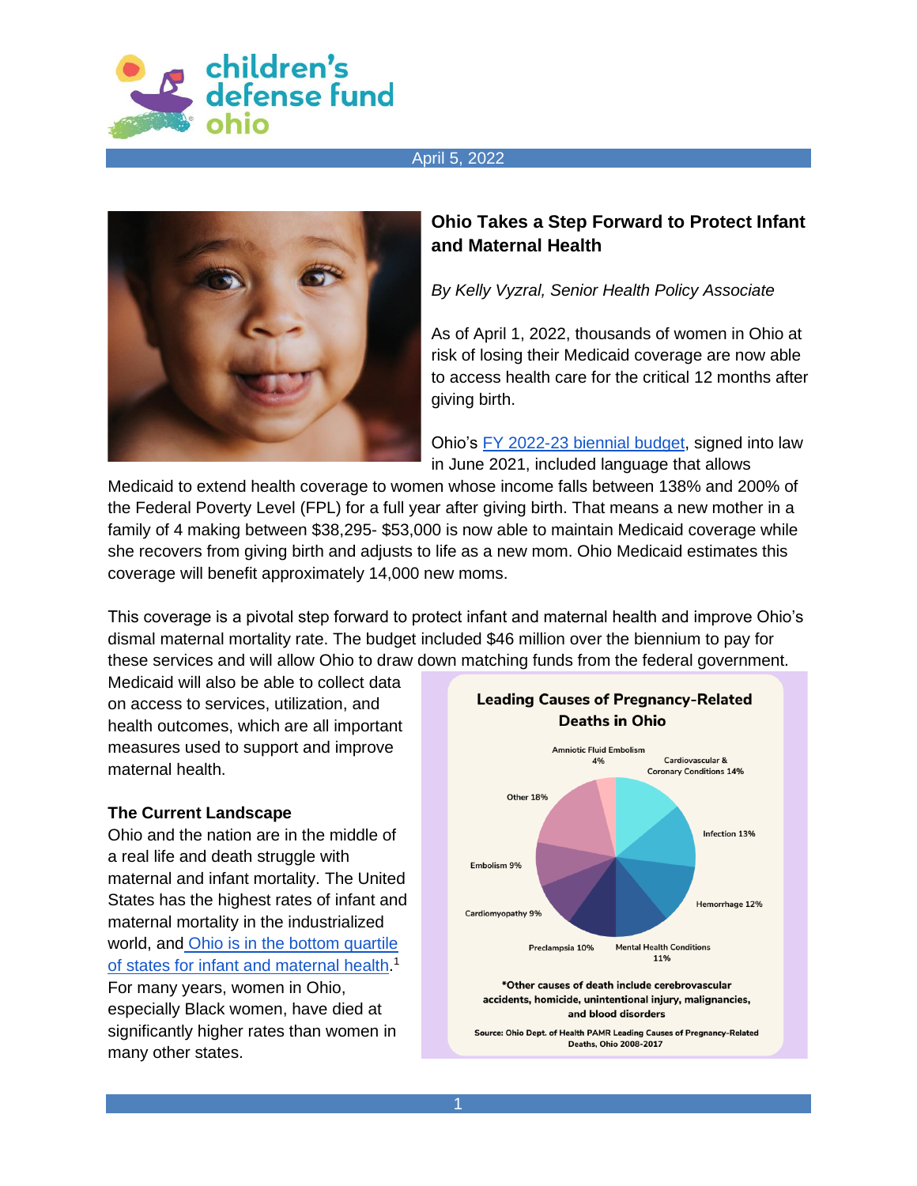children's defense fund ohio

April 5, 2022

# Ohio Takes a Step Forward to Protect Infant and Maternal Health

*By Kelly Vyzral, Senior Health Policy Associate*

As of April 1, 2022, thousands of women in Ohio at risk of losing their Medicaid coverage are now able to access health care for the critical 12 months after giving birth.

Ohio's [FY 2022-23 biennial budget](), signed into law in June 2021, included language that allows Medicaid to extend health coverage to women whose income falls between 138% and 200% of the Federal Poverty Level (FPL) for a full year after giving birth. That means a new mother in a family of 4 making between $38,295- $53,000 is now able to maintain Medicaid coverage while she recovers from giving birth and adjusts to life as a new mom. Ohio Medicaid estimates this coverage will benefit approximately 14,000 new moms.

This coverage is a pivotal step forward to protect infant and maternal health and improve Ohio's dismal maternal mortality rate. The budget included $46 million over the biennium to pay for these services and will allow Ohio to draw down matching funds from the federal government. Medicaid will also be able to collect data on access to services, utilization, and health outcomes, which are all important measures used to support and improve maternal health.

**The Current Landscape**

Ohio and the nation are in the middle of a real life and death struggle with maternal and infant mortality. The United States has the highest rates of infant and maternal mortality in the industrialized world, and [Ohio is in the bottom quartile of states for infant and maternal health]().[1] For many years, women in Ohio, especially Black women, have died at significantly higher rates than women in many other states.

**Leading Causes of Pregnancy-Related Deaths in Ohio**

| Cause | Percent |
| --- | --- |
| Cardiovascular & Coronary Conditions | 14% |
| Infection | 13% |
| Hemorrhage | 12% |
| Mental Health Conditions | 11% |
| Preclampsia | 10% |
| Cardiomyopathy | 9% |
| Embolism | 9% |
| Other | 18% |
| Amniotic Fluid Embolism | 4% |

**\*Other causes of death include cerebrovascular accidents, homicide, unintentional injury, malignancies, and blood disorders**

**Source: Ohio Dept. of Health PAMR Leading Causes of Pregnancy-Related Deaths, Ohio 2008-2017**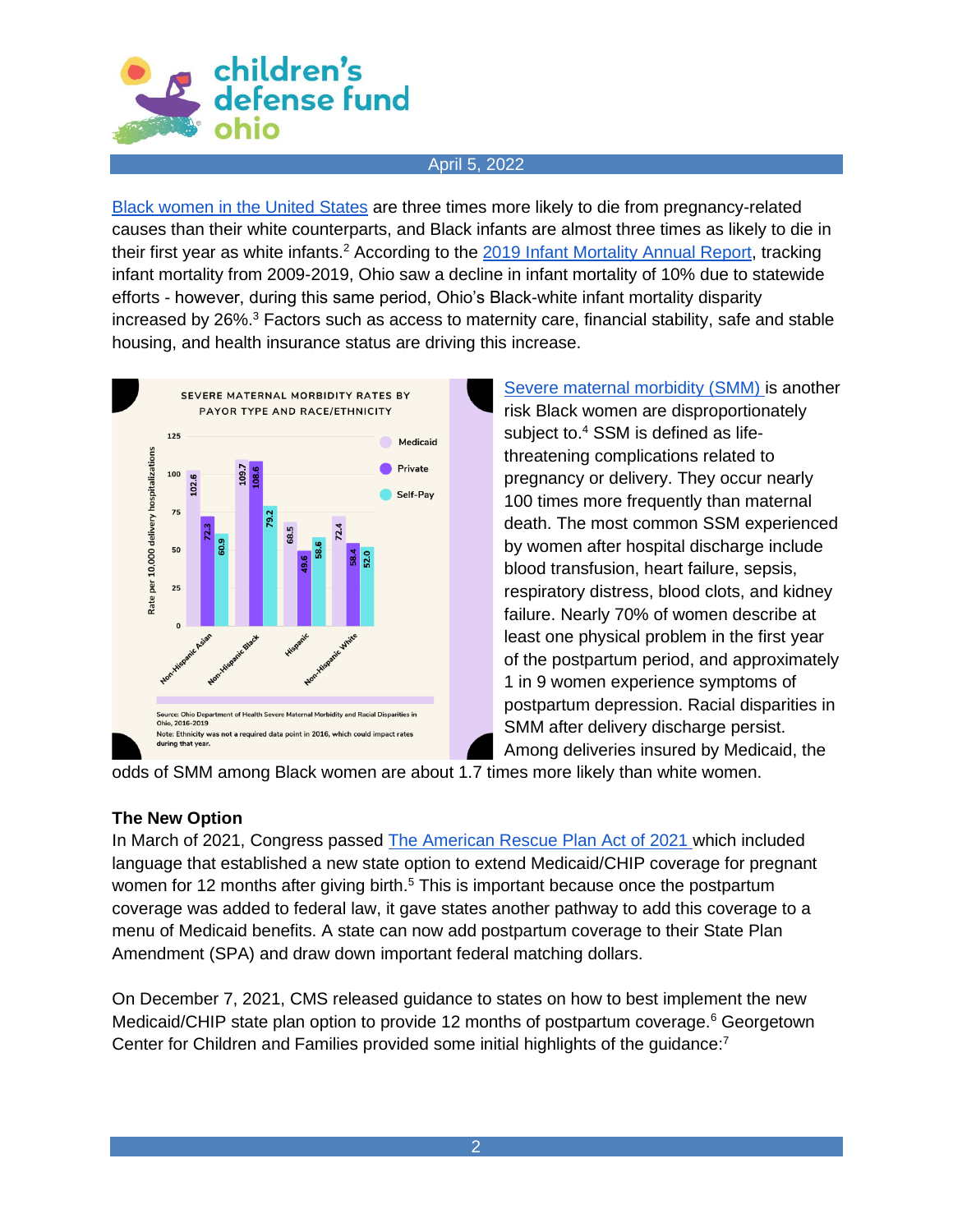[Black women in the United States](#) are three times more likely to die from pregnancy-related causes than their white counterparts, and Black infants are almost three times as likely to die in their first year as white infants.[2] According to the [2019 Infant Mortality Annual Report](#), tracking infant mortality from 2009-2019, Ohio saw a decline in infant mortality of 10% due to statewide efforts - however, during this same period, Ohio's Black-white infant mortality disparity increased by 26%.[3] Factors such as access to maternity care, financial stability, safe and stable housing, and health insurance status are driving this increase.

**SEVERE MATERNAL MORBIDITY RATES BY PAYOR TYPE AND RACE/ETHNICITY**

Rate per 10,000 delivery hospitalizations

| | Medicaid | Private | Self-Pay |
|---|---|---|---|
| Non-Hispanic Asian | 102.6 | 72.3 | 60.9 |
| Non-Hispanic Black | 109.7 | 108.6 | 79.2 |
| Hispanic | 68.5 | 49.6 | 58.6 |
| Non-Hispanic White | 72.4 | 58.4 | 52.0 |

Source: Ohio Department of Health Severe Maternal Morbidity and Racial Disparities in Ohio, 2016-2019
Note: Ethnicity was not a required data point in 2016, which could impact rates during that year.

[Severe maternal morbidity (SMM)](#) is another risk Black women are disproportionately subject to.[4] SSM is defined as life-threatening complications related to pregnancy or delivery. They occur nearly 100 times more frequently than maternal death. The most common SSM experienced by women after hospital discharge include blood transfusion, heart failure, sepsis, respiratory distress, blood clots, and kidney failure. Nearly 70% of women describe at least one physical problem in the first year of the postpartum period, and approximately 1 in 9 women experience symptoms of postpartum depression. Racial disparities in SMM after delivery discharge persist. Among deliveries insured by Medicaid, the odds of SMM among Black women are about 1.7 times more likely than white women.

**The New Option**

In March of 2021, Congress passed [The American Rescue Plan Act of 2021](#) which included language that established a new state option to extend Medicaid/CHIP coverage for pregnant women for 12 months after giving birth.[5] This is important because once the postpartum coverage was added to federal law, it gave states another pathway to add this coverage to a menu of Medicaid benefits. A state can now add postpartum coverage to their State Plan Amendment (SPA) and draw down important federal matching dollars.

On December 7, 2021, CMS released guidance to states on how to best implement the new Medicaid/CHIP state plan option to provide 12 months of postpartum coverage.[6] Georgetown Center for Children and Families provided some initial highlights of the guidance:[7]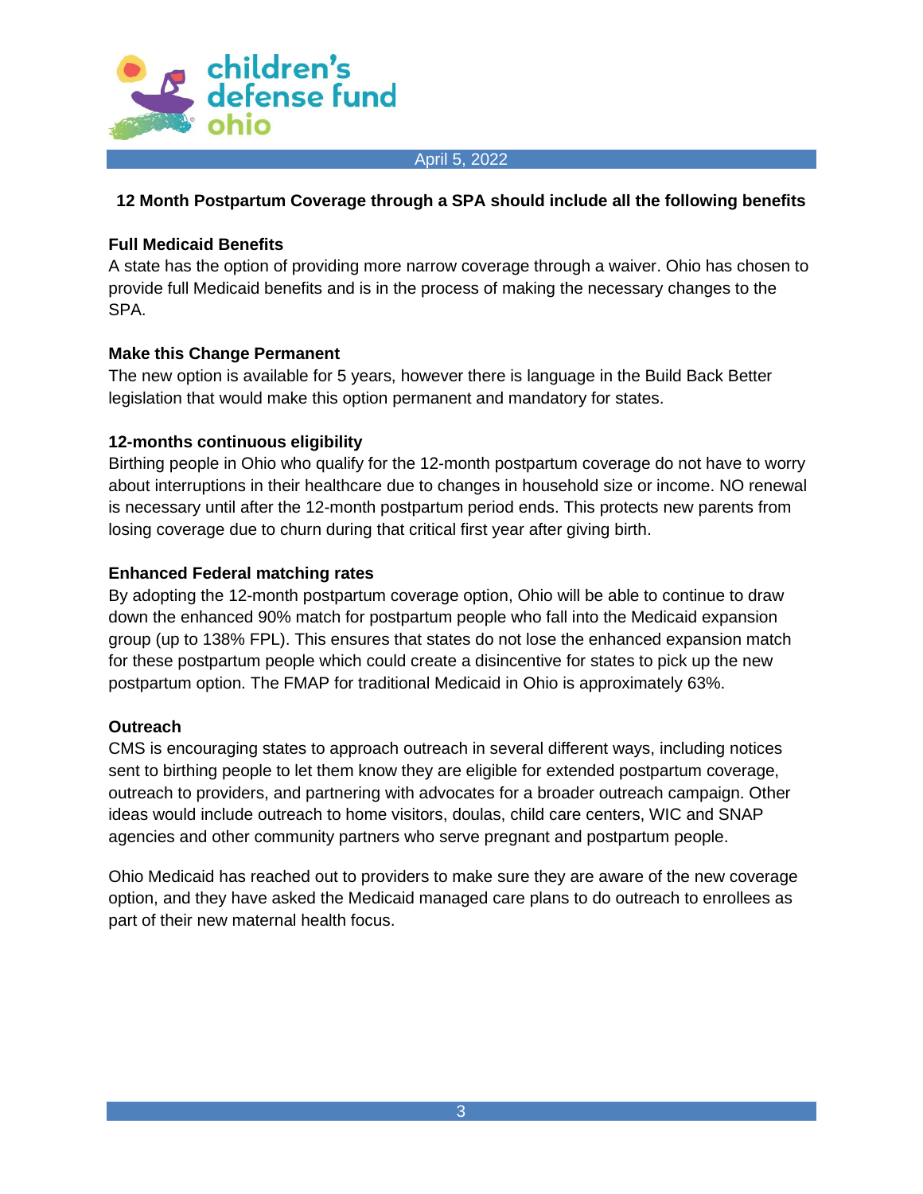**12 Month Postpartum Coverage through a SPA should include all the following benefits**

**Full Medicaid Benefits**

A state has the option of providing more narrow coverage through a waiver. Ohio has chosen to provide full Medicaid benefits and is in the process of making the necessary changes to the SPA.

**Make this Change Permanent**

The new option is available for 5 years, however there is language in the Build Back Better legislation that would make this option permanent and mandatory for states.

**12-months continuous eligibility**

Birthing people in Ohio who qualify for the 12-month postpartum coverage do not have to worry about interruptions in their healthcare due to changes in household size or income. NO renewal is necessary until after the 12-month postpartum period ends. This protects new parents from losing coverage due to churn during that critical first year after giving birth.

**Enhanced Federal matching rates**

By adopting the 12-month postpartum coverage option, Ohio will be able to continue to draw down the enhanced 90% match for postpartum people who fall into the Medicaid expansion group (up to 138% FPL). This ensures that states do not lose the enhanced expansion match for these postpartum people which could create a disincentive for states to pick up the new postpartum option. The FMAP for traditional Medicaid in Ohio is approximately 63%.

**Outreach**

CMS is encouraging states to approach outreach in several different ways, including notices sent to birthing people to let them know they are eligible for extended postpartum coverage, outreach to providers, and partnering with advocates for a broader outreach campaign. Other ideas would include outreach to home visitors, doulas, child care centers, WIC and SNAP agencies and other community partners who serve pregnant and postpartum people.

Ohio Medicaid has reached out to providers to make sure they are aware of the new coverage option, and they have asked the Medicaid managed care plans to do outreach to enrollees as part of their new maternal health focus.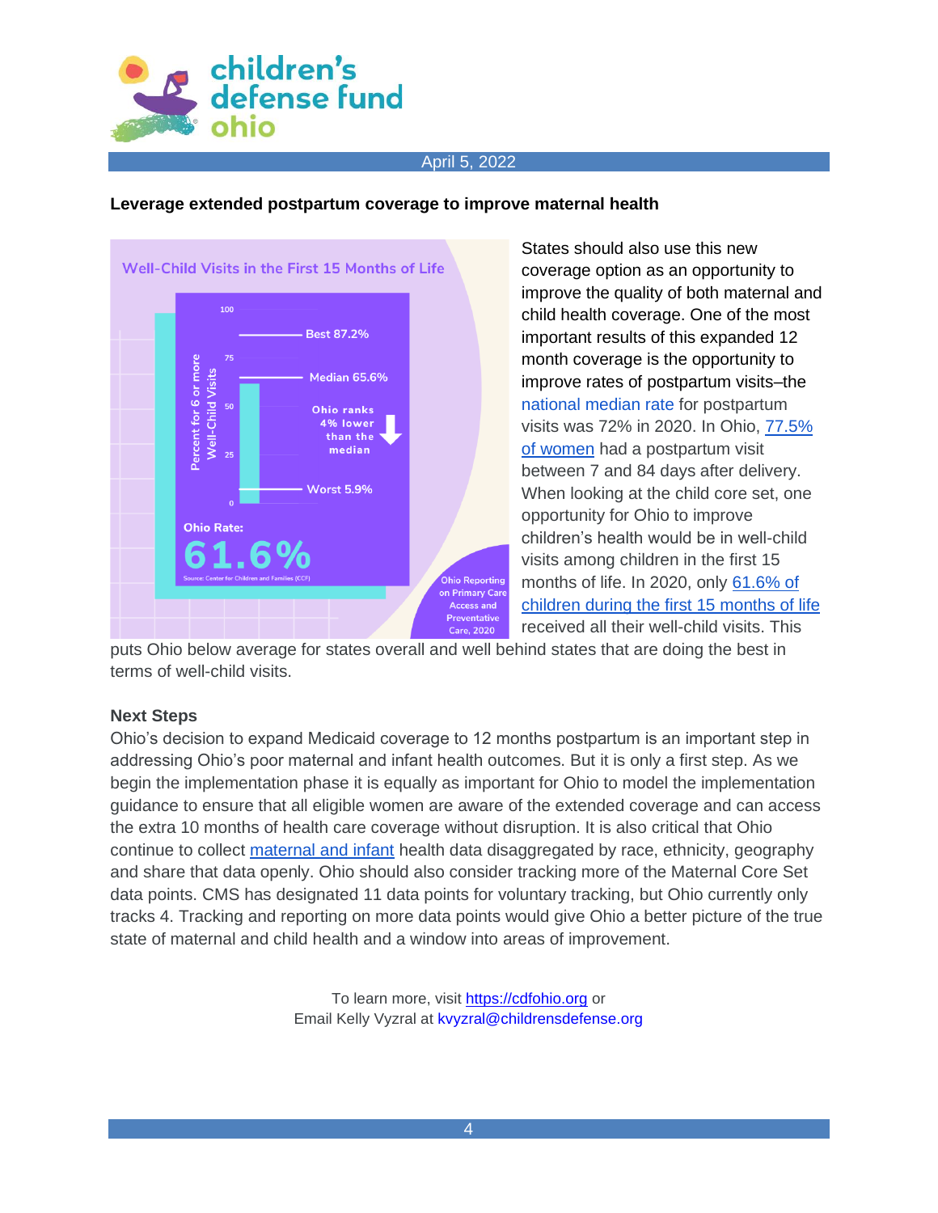April 5, 2022

**Leverage extended postpartum coverage to improve maternal health**

Well-Child Visits in the First 15 Months of Life

Percent for 6 or more Well-Child Visits

Best 87.2%

Median 65.6%

Ohio ranks 4% lower than the median

Worst 5.9%

Ohio Rate: 61.6%

Source: Center for Children and Families (CCF)

Ohio Reporting on Primary Care Access and Preventative Care, 2020

States should also use this new coverage option as an opportunity to improve the quality of both maternal and child health coverage. One of the most important results of this expanded 12 month coverage is the opportunity to improve rates of postpartum visits–the national median rate for postpartum visits was 72% in 2020. In Ohio, 77.5% of women had a postpartum visit between 7 and 84 days after delivery. When looking at the child core set, one opportunity for Ohio to improve children's health would be in well-child visits among children in the first 15 months of life. In 2020, only 61.6% of children during the first 15 months of life received all their well-child visits. This puts Ohio below average for states overall and well behind states that are doing the best in terms of well-child visits.

**Next Steps**

Ohio's decision to expand Medicaid coverage to 12 months postpartum is an important step in addressing Ohio's poor maternal and infant health outcomes. But it is only a first step. As we begin the implementation phase it is equally as important for Ohio to model the implementation guidance to ensure that all eligible women are aware of the extended coverage and can access the extra 10 months of health care coverage without disruption. It is also critical that Ohio continue to collect maternal and infant health data disaggregated by race, ethnicity, geography and share that data openly. Ohio should also consider tracking more of the Maternal Core Set data points. CMS has designated 11 data points for voluntary tracking, but Ohio currently only tracks 4. Tracking and reporting on more data points would give Ohio a better picture of the true state of maternal and child health and a window into areas of improvement.

To learn more, visit https://cdfohio.org or
Email Kelly Vyzral at kvyzral@childrensdefense.org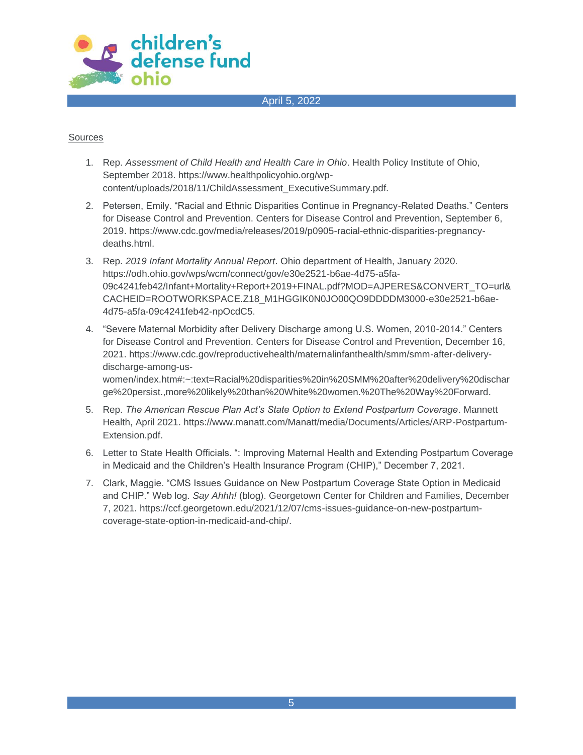<u>Sources</u>

1. Rep. *Assessment of Child Health and Health Care in Ohio*. Health Policy Institute of Ohio, September 2018. https://www.healthpolicyohio.org/wp-content/uploads/2018/11/ChildAssessment_ExecutiveSummary.pdf.
2. Petersen, Emily. "Racial and Ethnic Disparities Continue in Pregnancy-Related Deaths." Centers for Disease Control and Prevention. Centers for Disease Control and Prevention, September 6, 2019. https://www.cdc.gov/media/releases/2019/p0905-racial-ethnic-disparities-pregnancy-deaths.html.
3. Rep. *2019 Infant Mortality Annual Report*. Ohio department of Health, January 2020. https://odh.ohio.gov/wps/wcm/connect/gov/e30e2521-b6ae-4d75-a5fa-09c4241feb42/Infant+Mortality+Report+2019+FINAL.pdf?MOD=AJPERES&CONVERT_TO=url&CACHEID=ROOTWORKSPACE.Z18_M1HGGIK0N0JO00QO9DDDDM3000-e30e2521-b6ae-4d75-a5fa-09c4241feb42-npOcdC5.
4. "Severe Maternal Morbidity after Delivery Discharge among U.S. Women, 2010-2014." Centers for Disease Control and Prevention. Centers for Disease Control and Prevention, December 16, 2021. https://www.cdc.gov/reproductivehealth/maternalinfanthealth/smm/smm-after-delivery-discharge-among-us-women/index.htm#:~:text=Racial%20disparities%20in%20SMM%20after%20delivery%20discharge%20persist.,more%20likely%20than%20White%20women.%20The%20Way%20Forward.
5. Rep. *The American Rescue Plan Act's State Option to Extend Postpartum Coverage*. Mannett Health, April 2021. https://www.manatt.com/Manatt/media/Documents/Articles/ARP-Postpartum-Extension.pdf.
6. Letter to State Health Officials. ": Improving Maternal Health and Extending Postpartum Coverage in Medicaid and the Children's Health Insurance Program (CHIP)," December 7, 2021.
7. Clark, Maggie. "CMS Issues Guidance on New Postpartum Coverage State Option in Medicaid and CHIP." Web log. *Say Ahhh!* (blog). Georgetown Center for Children and Families, December 7, 2021. https://ccf.georgetown.edu/2021/12/07/cms-issues-guidance-on-new-postpartum-coverage-state-option-in-medicaid-and-chip/.